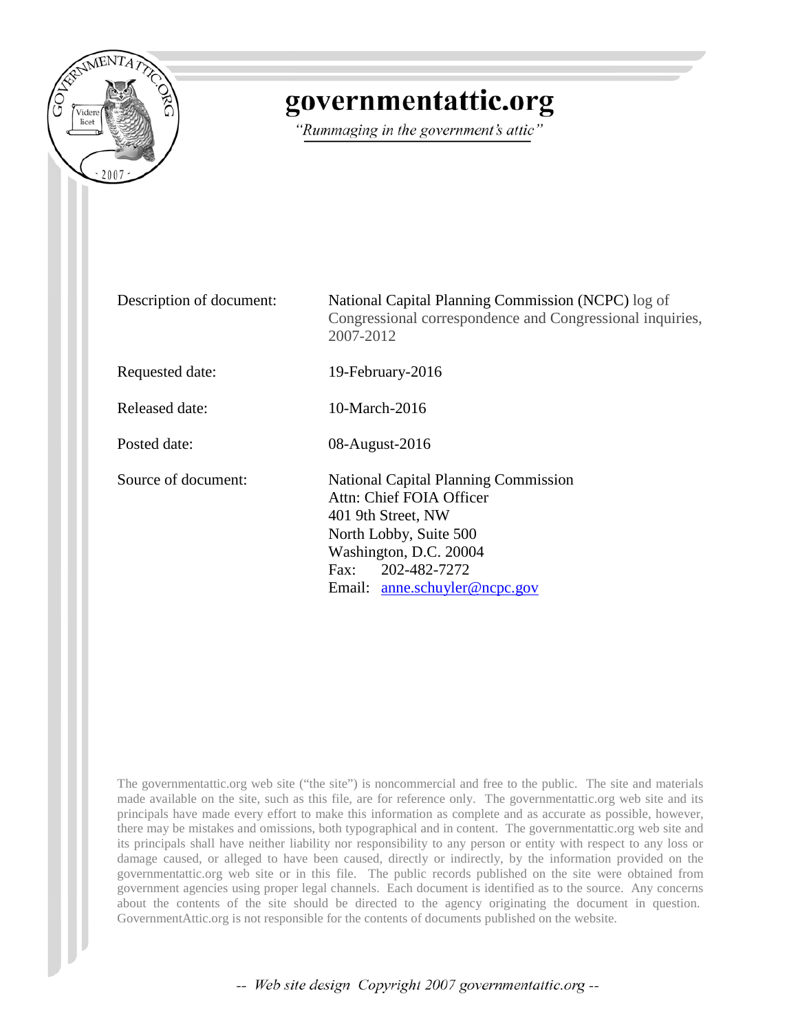# governmentattic.org

*"Rummaging in the government's attic"*

| | |
|---|---|
| Description of document: | National Capital Planning Commission (NCPC) log of Congressional correspondence and Congressional inquiries, 2007-2012 |
| Requested date: | 19-February-2016 |
| Released date: | 10-March-2016 |
| Posted date: | 08-August-2016 |
| Source of document: | National Capital Planning Commission<br>Attn: Chief FOIA Officer<br>401 9th Street, NW<br>North Lobby, Suite 500<br>Washington, D.C. 20004<br>Fax: 202-482-7272<br>Email: anne.schuyler@ncpc.gov |

The governmentattic.org web site ("the site") is noncommercial and free to the public. The site and materials made available on the site, such as this file, are for reference only. The governmentattic.org web site and its principals have made every effort to make this information as complete and as accurate as possible, however, there may be mistakes and omissions, both typographical and in content. The governmentattic.org web site and its principals shall have neither liability nor responsibility to any person or entity with respect to any loss or damage caused, or alleged to have been caused, directly or indirectly, by the information provided on the governmentattic.org web site or in this file. The public records published on the site were obtained from government agencies using proper legal channels. Each document is identified as to the source. Any concerns about the contents of the site should be directed to the agency originating the document in question. GovernmentAttic.org is not responsible for the contents of documents published on the website.

*-- Web site design Copyright 2007 governmentattic.org --*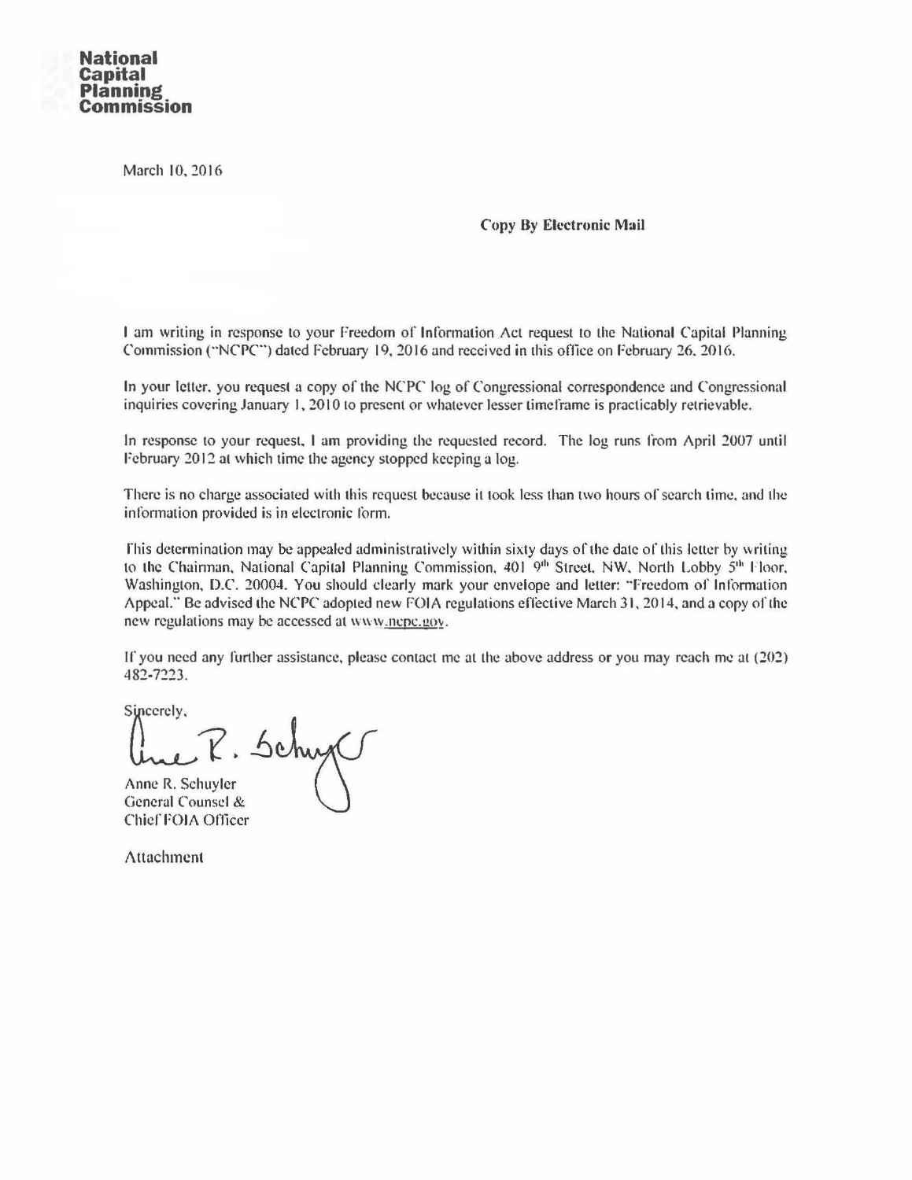**National Capital Planning Commission**

March 10, 2016

**Copy By Electronic Mail**

I am writing in response to your Freedom of Information Act request to the National Capital Planning Commission ("NCPC") dated February 19, 2016 and received in this office on February 26, 2016.

In your letter, you request a copy of the NCPC log of Congressional correspondence and Congressional inquiries covering January 1, 2010 to present or whatever lesser timeframe is practicably retrievable.

In response to your request, I am providing the requested record. The log runs from April 2007 until February 2012 at which time the agency stopped keeping a log.

There is no charge associated with this request because it took less than two hours of search time, and the information provided is in electronic form.

This determination may be appealed administratively within sixty days of the date of this letter by writing to the Chairman, National Capital Planning Commission, 401 9th Street, NW, North Lobby 5th Floor, Washington, D.C. 20004. You should clearly mark your envelope and letter: "Freedom of Information Appeal." Be advised the NCPC adopted new FOIA regulations effective March 31, 2014, and a copy of the new regulations may be accessed at www.ncpc.gov.

If you need any further assistance, please contact me at the above address or you may reach me at (202) 482-7223.

Sincerely,

Anne R. Schuyler
General Counsel &
Chief FOIA Officer

Attachment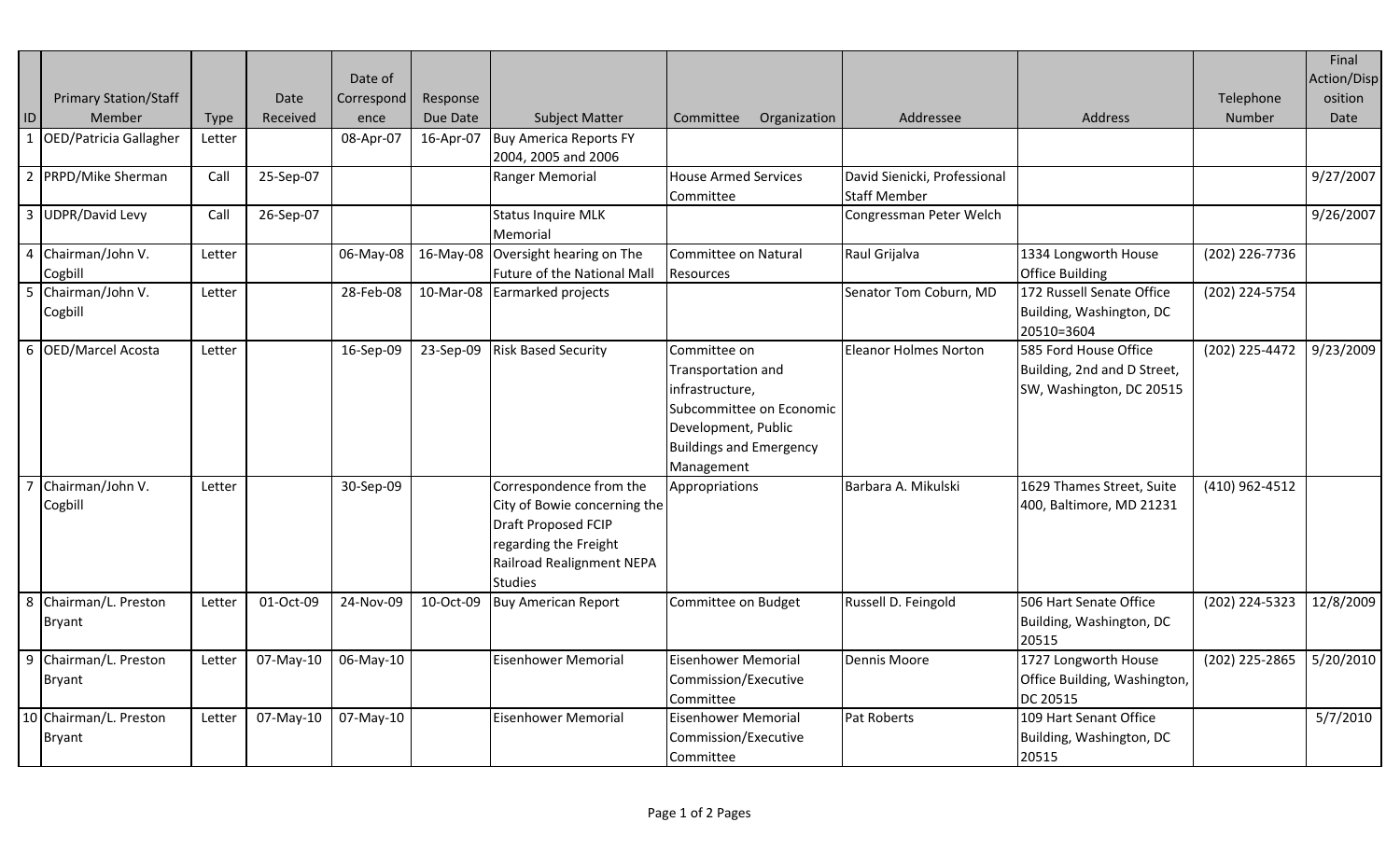| ID | Primary Station/Staff Member | Type | Date Received | Date of Correspondence | Response Due Date | Subject Matter | Committee Organization | Addressee | Address | Telephone Number | Final Action/Disposition Date |
|---|---|---|---|---|---|---|---|---|---|---|---|
| 1 | OED/Patricia Gallagher | Letter | | 08-Apr-07 | 16-Apr-07 | Buy America Reports FY 2004, 2005 and 2006 | | | | | |
| 2 | PRPD/Mike Sherman | Call | 25-Sep-07 | | | Ranger Memorial | House Armed Services Committee | David Sienicki, Professional Staff Member | | | 9/27/2007 |
| 3 | UDPR/David Levy | Call | 26-Sep-07 | | | Status Inquire MLK Memorial | | Congressman Peter Welch | | | 9/26/2007 |
| 4 | Chairman/John V. Cogbill | Letter | | 06-May-08 | 16-May-08 | Oversight hearing on The Future of the National Mall | Committee on Natural Resources | Raul Grijalva | 1334 Longworth House Office Building | (202) 226-7736 | |
| 5 | Chairman/John V. Cogbill | Letter | | 28-Feb-08 | 10-Mar-08 | Earmarked projects | | Senator Tom Coburn, MD | 172 Russell Senate Office Building, Washington, DC 20510=3604 | (202) 224-5754 | |
| 6 | OED/Marcel Acosta | Letter | | 16-Sep-09 | 23-Sep-09 | Risk Based Security | Committee on Transportation and infrastructure, Subcommittee on Economic Development, Public Buildings and Emergency Management | Eleanor Holmes Norton | 585 Ford House Office Building, 2nd and D Street, SW, Washington, DC 20515 | (202) 225-4472 | 9/23/2009 |
| 7 | Chairman/John V. Cogbill | Letter | | 30-Sep-09 | | Correspondence from the City of Bowie concerning the Draft Proposed FCIP regarding the Freight Railroad Realignment NEPA Studies | Appropriations | Barbara A. Mikulski | 1629 Thames Street, Suite 400, Baltimore, MD 21231 | (410) 962-4512 | |
| 8 | Chairman/L. Preston Bryant | Letter | 01-Oct-09 | 24-Nov-09 | 10-Oct-09 | Buy American Report | Committee on Budget | Russell D. Feingold | 506 Hart Senate Office Building, Washington, DC 20515 | (202) 224-5323 | 12/8/2009 |
| 9 | Chairman/L. Preston Bryant | Letter | 07-May-10 | 06-May-10 | | Eisenhower Memorial | Eisenhower Memorial Commission/Executive Committee | Dennis Moore | 1727 Longworth House Office Building, Washington, DC 20515 | (202) 225-2865 | 5/20/2010 |
| 10 | Chairman/L. Preston Bryant | Letter | 07-May-10 | 07-May-10 | | Eisenhower Memorial | Eisenhower Memorial Commission/Executive Committee | Pat Roberts | 109 Hart Senant Office Building, Washington, DC 20515 | | 5/7/2010 |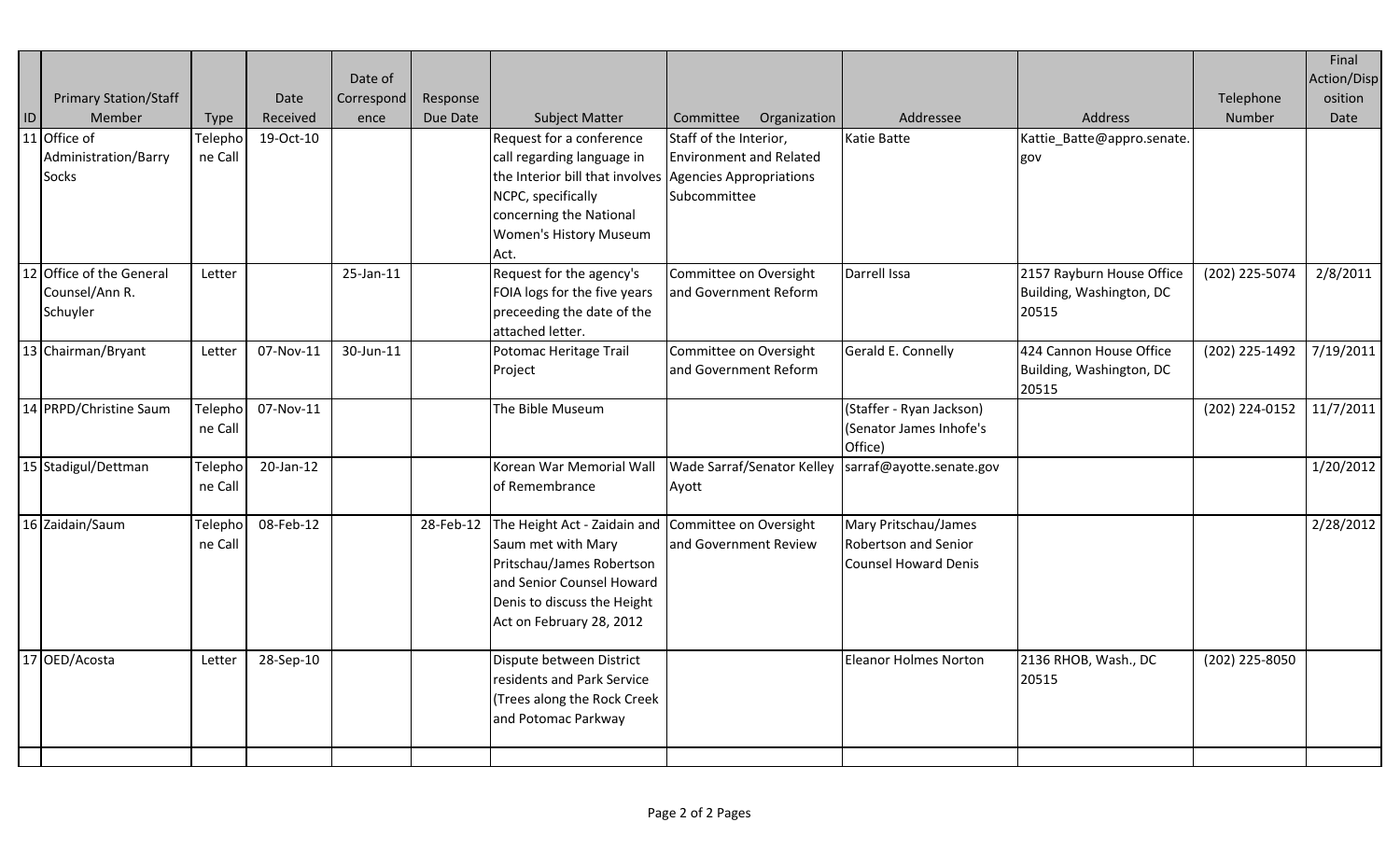| ID | Primary Station/Staff Member | Type | Date Received | Date of Correspondence | Response Due Date | Subject Matter | Committee Organization | Addressee | Address | Telephone Number | Final Action/Disposition Date |
|---|---|---|---|---|---|---|---|---|---|---|---|
| 11 | Office of Administration/Barry Socks | Telephone Call | 19-Oct-10 | | | Request for a conference call regarding language in the Interior bill that involves NCPC, specifically concerning the National Women's History Museum Act. | Staff of the Interior, Environment and Related Agencies Appropriations Subcommittee | Katie Batte | Kattie_Batte@appro.senate.gov | | |
| 12 | Office of the General Counsel/Ann R. Schuyler | Letter | | 25-Jan-11 | | Request for the agency's FOIA logs for the five years preceeding the date of the attached letter. | Committee on Oversight and Government Reform | Darrell Issa | 2157 Rayburn House Office Building, Washington, DC 20515 | (202) 225-5074 | 2/8/2011 |
| 13 | Chairman/Bryant | Letter | 07-Nov-11 | 30-Jun-11 | | Potomac Heritage Trail Project | Committee on Oversight and Government Reform | Gerald E. Connelly | 424 Cannon House Office Building, Washington, DC 20515 | (202) 225-1492 | 7/19/2011 |
| 14 | PRPD/Christine Saum | Telephone Call | 07-Nov-11 | | | The Bible Museum | | (Staffer - Ryan Jackson) (Senator James Inhofe's Office) | | (202) 224-0152 | 11/7/2011 |
| 15 | Stadigul/Dettman | Telephone Call | 20-Jan-12 | | | Korean War Memorial Wall of Remembrance | Wade Sarraf/Senator Kelley Ayott | sarraf@ayotte.senate.gov | | | 1/20/2012 |
| 16 | Zaidain/Saum | Telephone Call | 08-Feb-12 | | 28-Feb-12 | The Height Act - Zaidain and Saum met with Mary Pritschau/James Robertson and Senior Counsel Howard Denis to discuss the Height Act on February 28, 2012 | Committee on Oversight and Government Review | Mary Pritschau/James Robertson and Senior Counsel Howard Denis | | | 2/28/2012 |
| 17 | OED/Acosta | Letter | 28-Sep-10 | | | Dispute between District residents and Park Service (Trees along the Rock Creek and Potomac Parkway | | Eleanor Holmes Norton | 2136 RHOB, Wash., DC 20515 | (202) 225-8050 | |
| | | | | | | | | | | | |